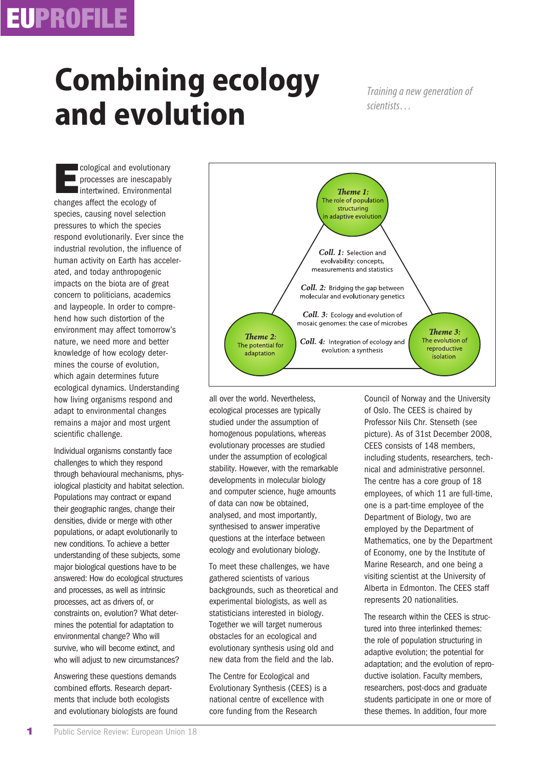# Combining ecology and evolution

*Training a new generation of scientists…*

Ecological and evolutionary processes are inescapably intertwined. Environmental changes affect the ecology of species, causing novel selection pressures to which the species respond evolutionarily. Ever since the industrial revolution, the influence of human activity on Earth has accelerated, and today anthropogenic impacts on the biota are of great concern to politicians, academics and laypeople. In order to comprehend how such distortion of the environment may affect tomorrow's nature, we need more and better knowledge of how ecology determines the course of evolution, which again determines future ecological dynamics. Understanding how living organisms respond and adapt to environmental changes remains a major and most urgent scientific challenge.

Individual organisms constantly face challenges to which they respond through behavioural mechanisms, physiological plasticity and habitat selection. Populations may contract or expand their geographic ranges, change their densities, divide or merge with other populations, or adapt evolutionarily to new conditions. To achieve a better understanding of these subjects, some major biological questions have to be answered: How do ecological structures and processes, as well as intrinsic processes, act as drivers of, or constraints on, evolution? What determines the potential for adaptation to environmental change? Who will survive, who will become extinct, and who will adjust to new circumstances?

Answering these questions demands combined efforts. Research departments that include both ecologists and evolutionary biologists are found all over the world. Nevertheless, ecological processes are typically studied under the assumption of homogenous populations, whereas evolutionary processes are studied under the assumption of ecological stability. However, with the remarkable developments in molecular biology and computer science, huge amounts of data can now be obtained, analysed, and most importantly, synthesised to answer imperative questions at the interface between ecology and evolutionary biology.

To meet these challenges, we have gathered scientists of various backgrounds, such as theoretical and experimental biologists, as well as statisticians interested in biology. Together we will target numerous obstacles for an ecological and evolutionary synthesis using old and new data from the field and the lab.

The Centre for Ecological and Evolutionary Synthesis (CEES) is a national centre of excellence with core funding from the Research Council of Norway and the University of Oslo. The CEES is chaired by Professor Nils Chr. Stenseth (see picture). As of 31st December 2008, CEES consists of 148 members, including students, researchers, technical and administrative personnel. The centre has a core group of 18 employees, of which 11 are full-time, one is a part-time employee of the Department of Biology, two are employed by the Department of Mathematics, one by the Department of Economy, one by the Institute of Marine Research, and one being a visiting scientist at the University of Alberta in Edmonton. The CEES staff represents 20 nationalities.

The research within the CEES is structured into three interlinked themes: the role of population structuring in adaptive evolution; the potential for adaptation; and the evolution of reproductive isolation. Faculty members, researchers, post-docs and graduate students participate in one or more of these themes. In addition, four more

*Theme 1:* The role of population structuring in adaptive evolution

*Theme 2:* The potential for adaptation

*Theme 3:* The evolution of reproductive isolation

*Coll. 1:* Selection and evolvability: concepts, measurements and statistics

*Coll. 2:* Bridging the gap between molecular and evolutionary genetics

*Coll. 3:* Ecology and evolution of mosaic genomes: the case of microbes

*Coll. 4:* Integration of ecology and evolution: a synthesis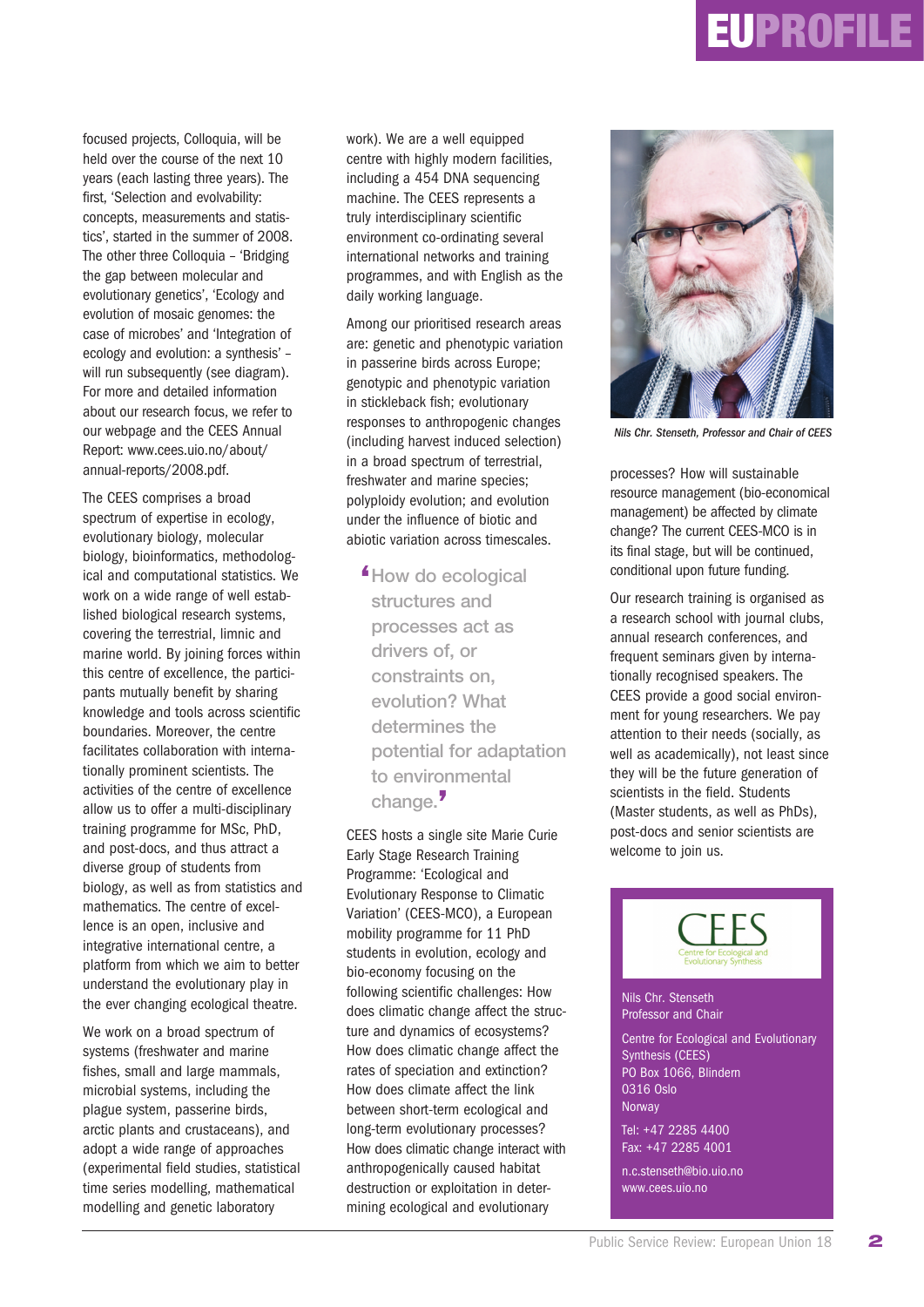focused projects, Colloquia, will be held over the course of the next 10 years (each lasting three years). The first, 'Selection and evolvability: concepts, measurements and statistics', started in the summer of 2008. The other three Colloquia – 'Bridging the gap between molecular and evolutionary genetics', 'Ecology and evolution of mosaic genomes: the case of microbes' and 'Integration of ecology and evolution: a synthesis' – will run subsequently (see diagram). For more and detailed information about our research focus, we refer to our webpage and the CEES Annual Report: www.cees.uio.no/about/annual-reports/2008.pdf.

The CEES comprises a broad spectrum of expertise in ecology, evolutionary biology, molecular biology, bioinformatics, methodological and computational statistics. We work on a wide range of well established biological research systems, covering the terrestrial, limnic and marine world. By joining forces within this centre of excellence, the participants mutually benefit by sharing knowledge and tools across scientific boundaries. Moreover, the centre facilitates collaboration with internationally prominent scientists. The activities of the centre of excellence allow us to offer a multi-disciplinary training programme for MSc, PhD, and post-docs, and thus attract a diverse group of students from biology, as well as from statistics and mathematics. The centre of excellence is an open, inclusive and integrative international centre, a platform from which we aim to better understand the evolutionary play in the ever changing ecological theatre.

We work on a broad spectrum of systems (freshwater and marine fishes, small and large mammals, microbial systems, including the plague system, passerine birds, arctic plants and crustaceans), and adopt a wide range of approaches (experimental field studies, statistical time series modelling, mathematical modelling and genetic laboratory work). We are a well equipped centre with highly modern facilities, including a 454 DNA sequencing machine. The CEES represents a truly interdisciplinary scientific environment co-ordinating several international networks and training programmes, and with English as the daily working language.

Among our prioritised research areas are: genetic and phenotypic variation in passerine birds across Europe; genotypic and phenotypic variation in stickleback fish; evolutionary responses to anthropogenic changes (including harvest induced selection) in a broad spectrum of terrestrial, freshwater and marine species; polyploidy evolution; and evolution under the influence of biotic and abiotic variation across timescales.

> 'How do ecological structures and processes act as drivers of, or constraints on, evolution? What determines the potential for adaptation to environmental change.'

CEES hosts a single site Marie Curie Early Stage Research Training Programme: 'Ecological and Evolutionary Response to Climatic Variation' (CEES-MCO), a European mobility programme for 11 PhD students in evolution, ecology and bio-economy focusing on the following scientific challenges: How does climatic change affect the structure and dynamics of ecosystems? How does climatic change affect the rates of speciation and extinction? How does climate affect the link between short-term ecological and long-term evolutionary processes? How does climatic change interact with anthropogenically caused habitat destruction or exploitation in determining ecological and evolutionary processes? How will sustainable resource management (bio-economical management) be affected by climate change? The current CEES-MCO is in its final stage, but will be continued, conditional upon future funding.

*Nils Chr. Stenseth, Professor and Chair of CEES*

Our research training is organised as a research school with journal clubs, annual research conferences, and frequent seminars given by internationally recognised speakers. The CEES provide a good social environment for young researchers. We pay attention to their needs (socially, as well as academically), not least since they will be the future generation of scientists in the field. Students (Master students, as well as PhDs), post-docs and senior scientists are welcome to join us.

CEES
Centre for Ecological and Evolutionary Synthesis

Nils Chr. Stenseth
Professor and Chair

Centre for Ecological and Evolutionary Synthesis (CEES)
PO Box 1066, Blindern
0316 Oslo
Norway

Tel: +47 2285 4400
Fax: +47 2285 4001

n.c.stenseth@bio.uio.no
www.cees.uio.no